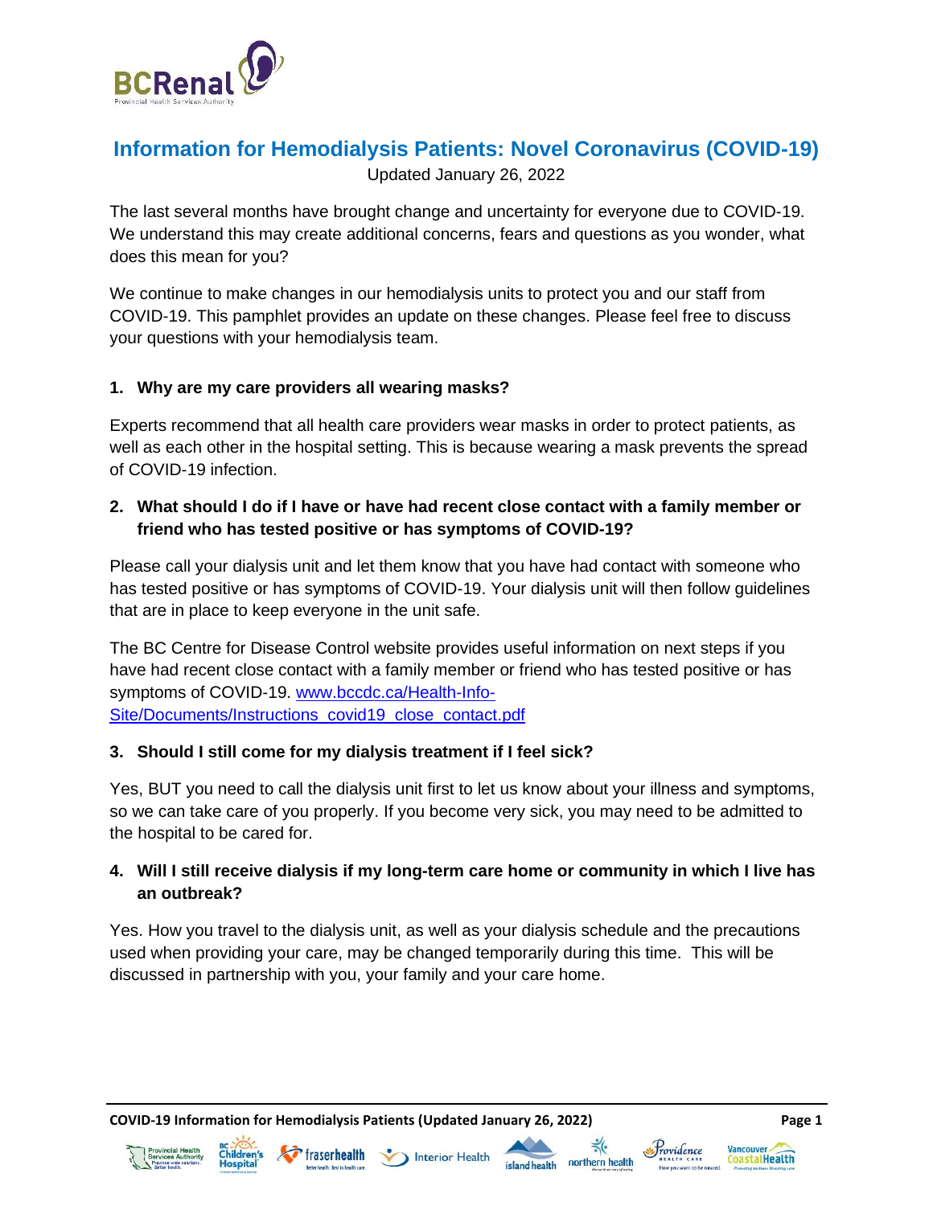# Information for Hemodialysis Patients: Novel Coronavirus (COVID-19)

Updated January 26, 2022

The last several months have brought change and uncertainty for everyone due to COVID-19. We understand this may create additional concerns, fears and questions as you wonder, what does this mean for you?

We continue to make changes in our hemodialysis units to protect you and our staff from COVID-19. This pamphlet provides an update on these changes. Please feel free to discuss your questions with your hemodialysis team.

**1. Why are my care providers all wearing masks?**

Experts recommend that all health care providers wear masks in order to protect patients, as well as each other in the hospital setting. This is because wearing a mask prevents the spread of COVID-19 infection.

**2. What should I do if I have or have had recent close contact with a family member or friend who has tested positive or has symptoms of COVID-19?**

Please call your dialysis unit and let them know that you have had contact with someone who has tested positive or has symptoms of COVID-19. Your dialysis unit will then follow guidelines that are in place to keep everyone in the unit safe.

The BC Centre for Disease Control website provides useful information on next steps if you have had recent close contact with a family member or friend who has tested positive or has symptoms of COVID-19. [www.bccdc.ca/Health-Info-Site/Documents/Instructions_covid19_close_contact.pdf](www.bccdc.ca/Health-Info-Site/Documents/Instructions_covid19_close_contact.pdf)

**3. Should I still come for my dialysis treatment if I feel sick?**

Yes, BUT you need to call the dialysis unit first to let us know about your illness and symptoms, so we can take care of you properly. If you become very sick, you may need to be admitted to the hospital to be cared for.

**4. Will I still receive dialysis if my long-term care home or community in which I live has an outbreak?**

Yes. How you travel to the dialysis unit, as well as your dialysis schedule and the precautions used when providing your care, may be changed temporarily during this time. This will be discussed in partnership with you, your family and your care home.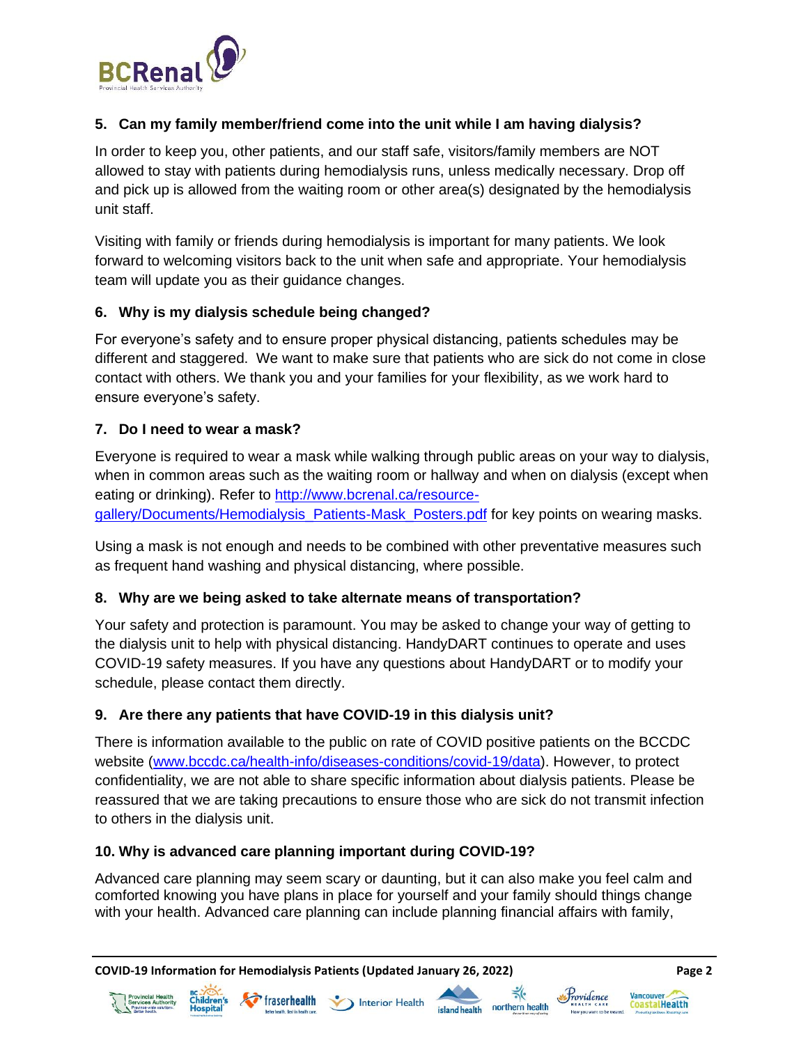### 5. Can my family member/friend come into the unit while I am having dialysis?

In order to keep you, other patients, and our staff safe, visitors/family members are NOT allowed to stay with patients during hemodialysis runs, unless medically necessary. Drop off and pick up is allowed from the waiting room or other area(s) designated by the hemodialysis unit staff.

Visiting with family or friends during hemodialysis is important for many patients. We look forward to welcoming visitors back to the unit when safe and appropriate. Your hemodialysis team will update you as their guidance changes.

### 6. Why is my dialysis schedule being changed?

For everyone's safety and to ensure proper physical distancing, patients schedules may be different and staggered. We want to make sure that patients who are sick do not come in close contact with others. We thank you and your families for your flexibility, as we work hard to ensure everyone's safety.

### 7. Do I need to wear a mask?

Everyone is required to wear a mask while walking through public areas on your way to dialysis, when in common areas such as the waiting room or hallway and when on dialysis (except when eating or drinking). Refer to [http://www.bcrenal.ca/resource-gallery/Documents/Hemodialysis_Patients-Mask_Posters.pdf](http://www.bcrenal.ca/resource-gallery/Documents/Hemodialysis_Patients-Mask_Posters.pdf) for key points on wearing masks.

Using a mask is not enough and needs to be combined with other preventative measures such as frequent hand washing and physical distancing, where possible.

### 8. Why are we being asked to take alternate means of transportation?

Your safety and protection is paramount. You may be asked to change your way of getting to the dialysis unit to help with physical distancing. HandyDART continues to operate and uses COVID-19 safety measures. If you have any questions about HandyDART or to modify your schedule, please contact them directly.

### 9. Are there any patients that have COVID-19 in this dialysis unit?

There is information available to the public on rate of COVID positive patients on the BCCDC website ([www.bccdc.ca/health-info/diseases-conditions/covid-19/data](http://www.bccdc.ca/health-info/diseases-conditions/covid-19/data)). However, to protect confidentiality, we are not able to share specific information about dialysis patients. Please be reassured that we are taking precautions to ensure those who are sick do not transmit infection to others in the dialysis unit.

### 10. Why is advanced care planning important during COVID-19?

Advanced care planning may seem scary or daunting, but it can also make you feel calm and comforted knowing you have plans in place for yourself and your family should things change with your health. Advanced care planning can include planning financial affairs with family,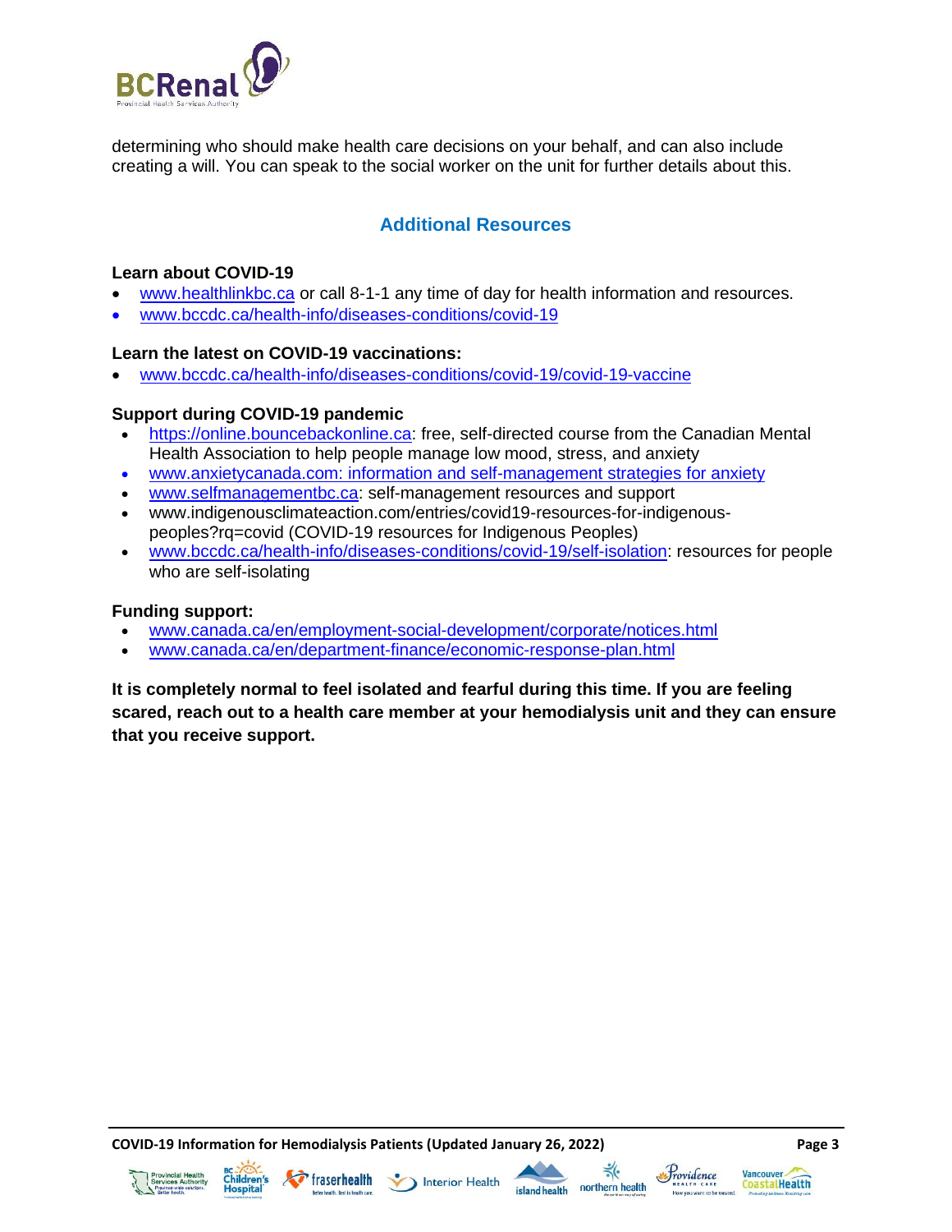determining who should make health care decisions on your behalf, and can also include creating a will. You can speak to the social worker on the unit for further details about this.

## Additional Resources

**Learn about COVID-19**

- www.healthlinkbc.ca or call 8-1-1 any time of day for health information and resources.
- www.bccdc.ca/health-info/diseases-conditions/covid-19

**Learn the latest on COVID-19 vaccinations:**

- www.bccdc.ca/health-info/diseases-conditions/covid-19/covid-19-vaccine

**Support during COVID-19 pandemic**

- https://online.bouncebackonline.ca: free, self-directed course from the Canadian Mental Health Association to help people manage low mood, stress, and anxiety
- www.anxietycanada.com: information and self-management strategies for anxiety
- www.selfmanagementbc.ca: self-management resources and support
- www.indigenousclimateaction.com/entries/covid19-resources-for-indigenous-peoples?rq=covid (COVID-19 resources for Indigenous Peoples)
- www.bccdc.ca/health-info/diseases-conditions/covid-19/self-isolation: resources for people who are self-isolating

**Funding support:**

- www.canada.ca/en/employment-social-development/corporate/notices.html
- www.canada.ca/en/department-finance/economic-response-plan.html

**It is completely normal to feel isolated and fearful during this time. If you are feeling scared, reach out to a health care member at your hemodialysis unit and they can ensure that you receive support.**